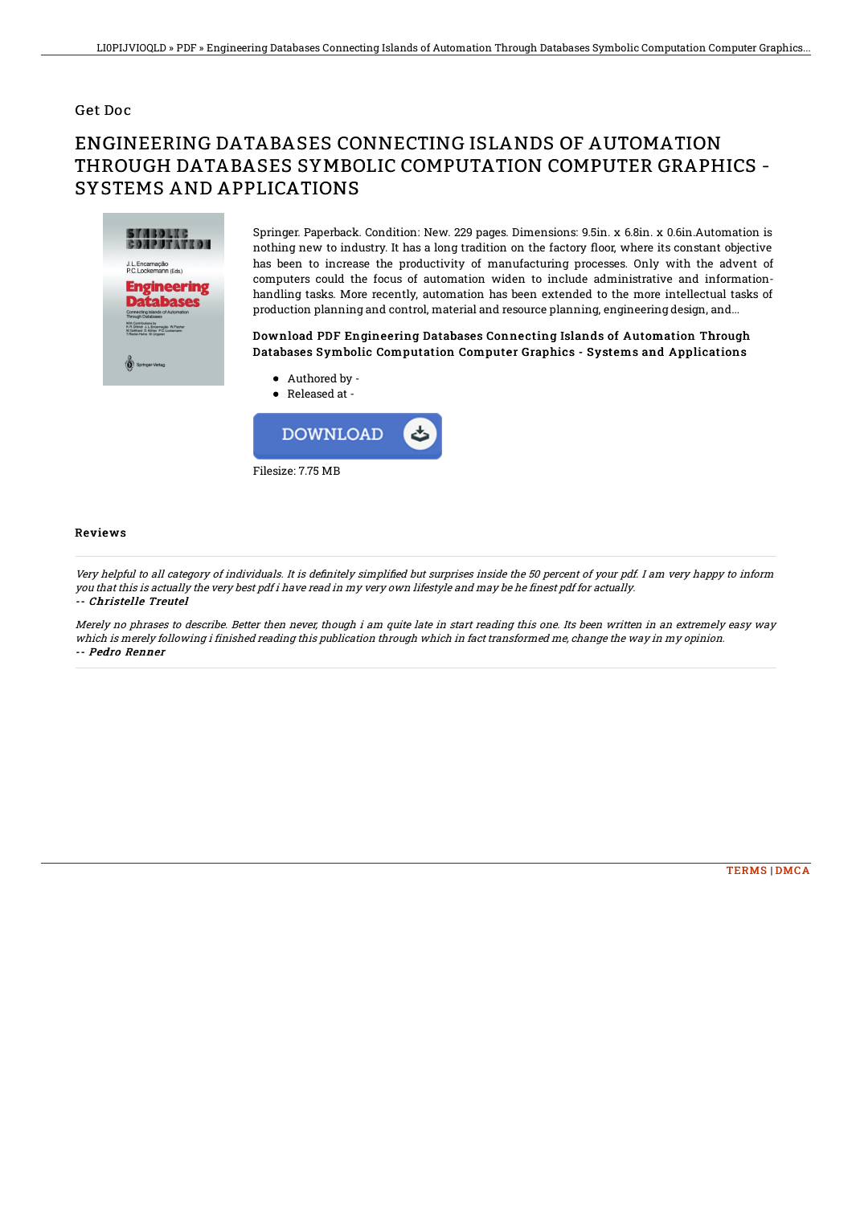Get Doc

# ENGINEERING DATABASES CONNECTING ISLANDS OF AUTOMATION THROUGH DATABASES SYMBOLIC COMPUTATION COMPUTER GRAPHICS - SYSTEMS AND APPLICATIONS

Springer. Paperback. Condition: New. 229 pages. Dimensions: 9.5in. x 6.8in. x 0.6in.Automation is nothing new to industry. It has a long tradition on the factory floor, where its constant objective has been to increase the productivity of manufacturing processes. Only with the advent of computers could the focus of automation widen to include administrative and information-handling tasks. More recently, automation has been extended to the more intellectual tasks of production planning and control, material and resource planning, engineering design, and...

### Download PDF Engineering Databases Connecting Islands of Automation Through Databases Symbolic Computation Computer Graphics - Systems and Applications

- Authored by -
- Released at -

DOWNLOAD

Filesize: 7.75 MB

## Reviews

*Very helpful to all category of individuals. It is definitely simplified but surprises inside the 50 percent of your pdf. I am very happy to inform you that this is actually the very best pdf i have read in my very own lifestyle and may be he finest pdf for actually.*

*-- Christelle Treutel*

*Merely no phrases to describe. Better then never, though i am quite late in start reading this one. Its been written in an extremely easy way which is merely following i finished reading this publication through which in fact transformed me, change the way in my opinion.*

*-- Pedro Renner*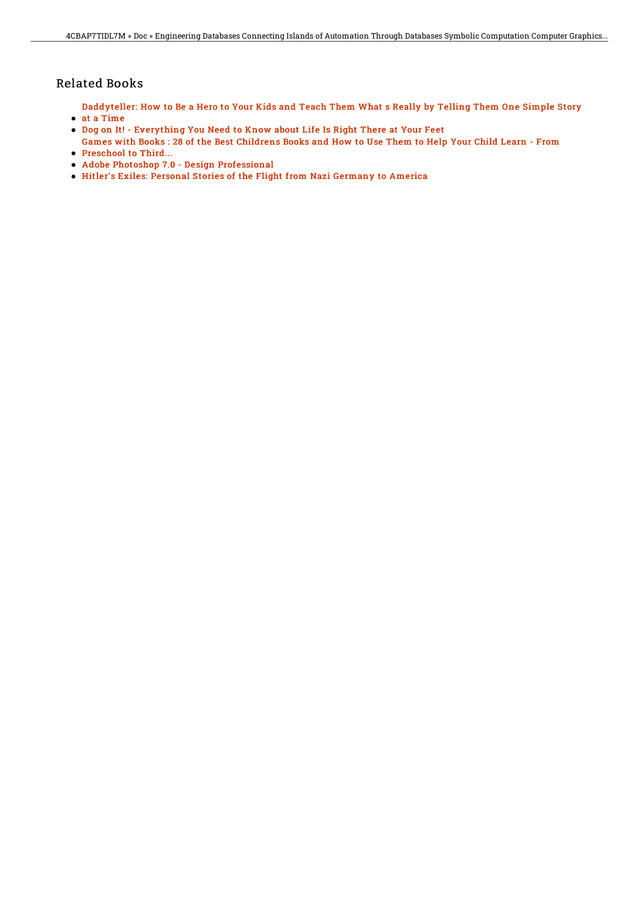## Related Books

- Daddyteller: How to Be a Hero to Your Kids and Teach Them What s Really by Telling Them One Simple Story at a Time
- Dog on It! - Everything You Need to Know about Life Is Right There at Your Feet
- Games with Books : 28 of the Best Childrens Books and How to Use Them to Help Your Child Learn - From Preschool to Third...
- Adobe Photoshop 7.0 - Design Professional
- Hitler's Exiles: Personal Stories of the Flight from Nazi Germany to America